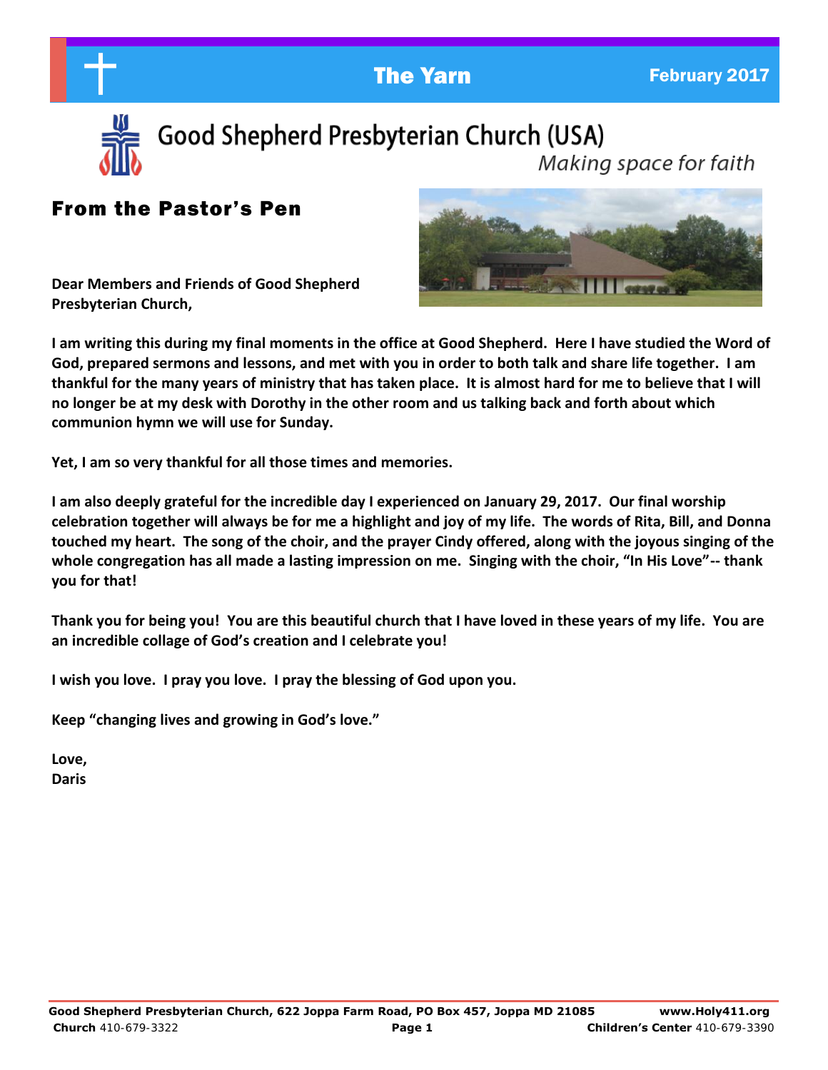The Yarn

February 2017

# Good Shepherd Presbyterian Church (USA)

*Making space for faith*

## From the Pastor's Pen

**Dear Members and Friends of Good Shepherd Presbyterian Church,**

**I am writing this during my final moments in the office at Good Shepherd. Here I have studied the Word of God, prepared sermons and lessons, and met with you in order to both talk and share life together. I am thankful for the many years of ministry that has taken place. It is almost hard for me to believe that I will no longer be at my desk with Dorothy in the other room and us talking back and forth about which communion hymn we will use for Sunday.**

**Yet, I am so very thankful for all those times and memories.**

**I am also deeply grateful for the incredible day I experienced on January 29, 2017. Our final worship celebration together will always be for me a highlight and joy of my life. The words of Rita, Bill, and Donna touched my heart. The song of the choir, and the prayer Cindy offered, along with the joyous singing of the whole congregation has all made a lasting impression on me. Singing with the choir, "In His Love"-- thank you for that!**

**Thank you for being you! You are this beautiful church that I have loved in these years of my life. You are an incredible collage of God's creation and I celebrate you!**

**I wish you love. I pray you love. I pray the blessing of God upon you.**

**Keep "changing lives and growing in God's love."**

**Love,**
**Daris**

**Good Shepherd Presbyterian Church, 622 Joppa Farm Road, PO Box 457, Joppa MD 21085** **www.Holy411.org**
**Church** 410-679-3322 **Children's Center** 410-679-3390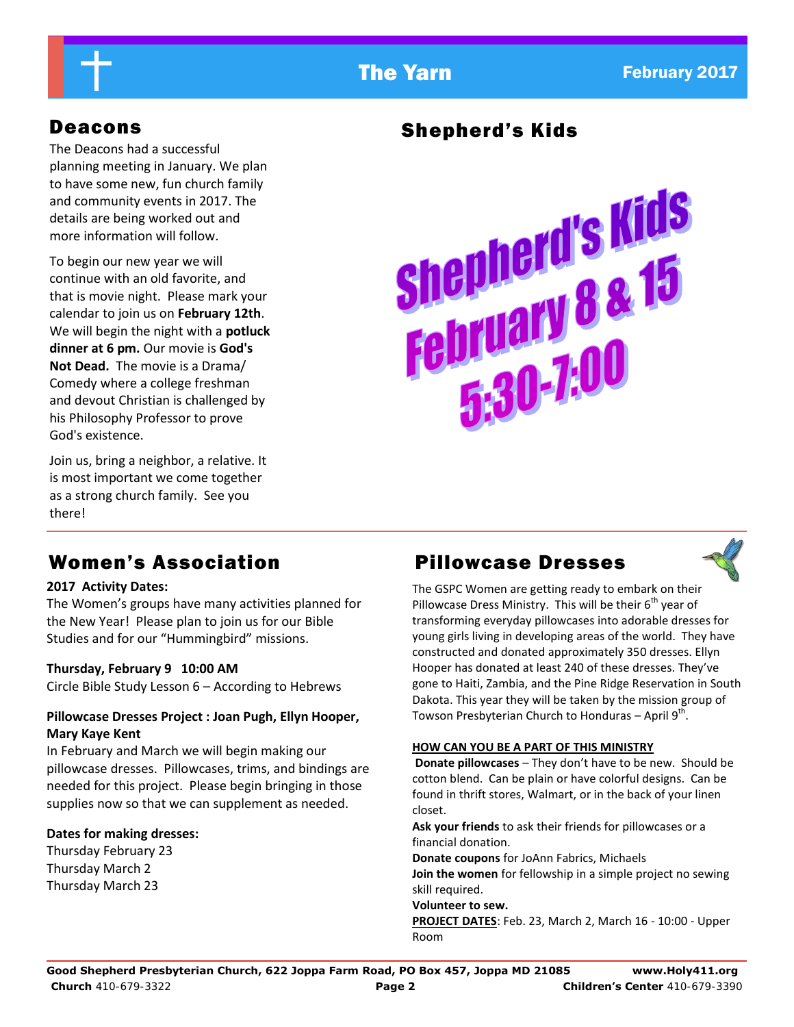## Deacons

The Deacons had a successful planning meeting in January. We plan to have some new, fun church family and community events in 2017. The details are being worked out and more information will follow.

To begin our new year we will continue with an old favorite, and that is movie night. Please mark your calendar to join us on **February 12th**. We will begin the night with a **potluck dinner at 6 pm.** Our movie is **God's Not Dead.** The movie is a Drama/ Comedy where a college freshman and devout Christian is challenged by his Philosophy Professor to prove God's existence.

Join us, bring a neighbor, a relative. It is most important we come together as a strong church family. See you there!

## Shepherd's Kids

Shepherd's Kids
February 8 & 15
5:30-7:00

## Women's Association

**2017 Activity Dates:**

The Women's groups have many activities planned for the New Year! Please plan to join us for our Bible Studies and for our "Hummingbird" missions.

**Thursday, February 9 10:00 AM**

Circle Bible Study Lesson 6 – According to Hebrews

**Pillowcase Dresses Project : Joan Pugh, Ellyn Hooper, Mary Kaye Kent**

In February and March we will begin making our pillowcase dresses. Pillowcases, trims, and bindings are needed for this project. Please begin bringing in those supplies now so that we can supplement as needed.

**Dates for making dresses:**

Thursday February 23
Thursday March 2
Thursday March 23

## Pillowcase Dresses

The GSPC Women are getting ready to embark on their Pillowcase Dress Ministry. This will be their 6th year of transforming everyday pillowcases into adorable dresses for young girls living in developing areas of the world. They have constructed and donated approximately 350 dresses. Ellyn Hooper has donated at least 240 of these dresses. They've gone to Haiti, Zambia, and the Pine Ridge Reservation in South Dakota. This year they will be taken by the mission group of Towson Presbyterian Church to Honduras – April 9th.

**HOW CAN YOU BE A PART OF THIS MINISTRY**

**Donate pillowcases** – They don't have to be new. Should be cotton blend. Can be plain or have colorful designs. Can be found in thrift stores, Walmart, or in the back of your linen closet.

**Ask your friends** to ask their friends for pillowcases or a financial donation.

**Donate coupons** for JoAnn Fabrics, Michaels

**Join the women** for fellowship in a simple project no sewing skill required.

**Volunteer to sew.**

**PROJECT DATES**: Feb. 23, March 2, March 16 - 10:00 - Upper Room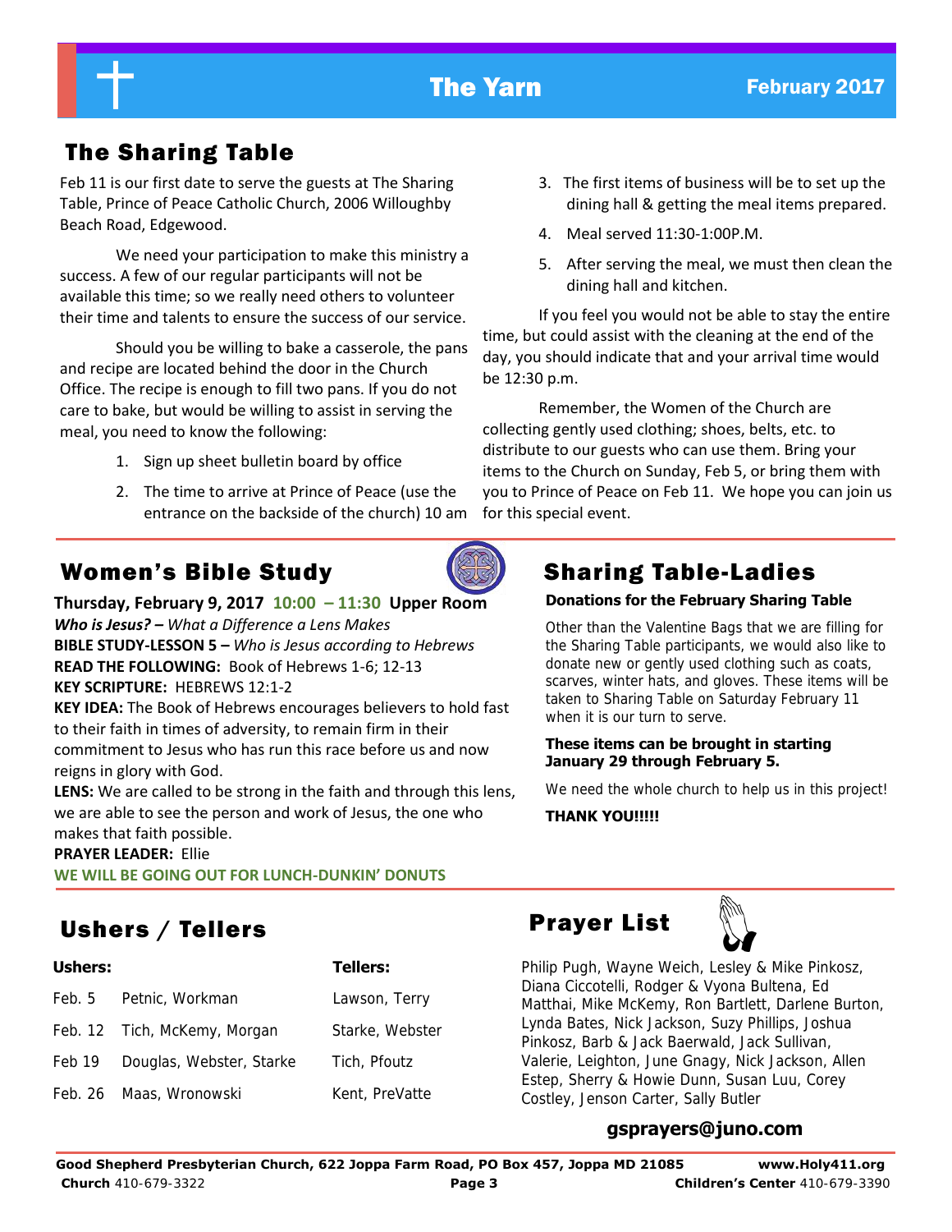# The Sharing Table

Feb 11 is our first date to serve the guests at The Sharing Table, Prince of Peace Catholic Church, 2006 Willoughby Beach Road, Edgewood.

We need your participation to make this ministry a success. A few of our regular participants will not be available this time; so we really need others to volunteer their time and talents to ensure the success of our service.

Should you be willing to bake a casserole, the pans and recipe are located behind the door in the Church Office. The recipe is enough to fill two pans. If you do not care to bake, but would be willing to assist in serving the meal, you need to know the following:

1. Sign up sheet bulletin board by office
2. The time to arrive at Prince of Peace (use the entrance on the backside of the church) 10 am
3. The first items of business will be to set up the dining hall & getting the meal items prepared.
4. Meal served 11:30-1:00P.M.
5. After serving the meal, we must then clean the dining hall and kitchen.

If you feel you would not be able to stay the entire time, but could assist with the cleaning at the end of the day, you should indicate that and your arrival time would be 12:30 p.m.

Remember, the Women of the Church are collecting gently used clothing; shoes, belts, etc. to distribute to our guests who can use them. Bring your items to the Church on Sunday, Feb 5, or bring them with you to Prince of Peace on Feb 11. We hope you can join us for this special event.

# Women's Bible Study

**Thursday, February 9, 2017 10:00 – 11:30 Upper Room**

***Who is Jesus?*** **–** *What a Difference a Lens Makes*

**BIBLE STUDY-LESSON 5 –** *Who is Jesus according to Hebrews*

**READ THE FOLLOWING:** Book of Hebrews 1-6; 12-13

**KEY SCRIPTURE:** HEBREWS 12:1-2

**KEY IDEA:** The Book of Hebrews encourages believers to hold fast to their faith in times of adversity, to remain firm in their commitment to Jesus who has run this race before us and now reigns in glory with God.

**LENS:** We are called to be strong in the faith and through this lens, we are able to see the person and work of Jesus, the one who makes that faith possible.

**PRAYER LEADER:** Ellie

**WE WILL BE GOING OUT FOR LUNCH-DUNKIN' DONUTS**

# Sharing Table-Ladies

**Donations for the February Sharing Table**

Other than the Valentine Bags that we are filling for the Sharing Table participants, we would also like to donate new or gently used clothing such as coats, scarves, winter hats, and gloves. These items will be taken to Sharing Table on Saturday February 11 when it is our turn to serve.

**These items can be brought in starting January 29 through February 5.**

We need the whole church to help us in this project!

**THANK YOU!!!!!**

# Ushers / Tellers

| | Ushers: | Tellers: |
|---|---|---|
| Feb. 5 | Petnic, Workman | Lawson, Terry |
| Feb. 12 | Tich, McKemy, Morgan | Starke, Webster |
| Feb 19 | Douglas, Webster, Starke | Tich, Pfoutz |
| Feb. 26 | Maas, Wronowski | Kent, PreVatte |

# Prayer List

Philip Pugh, Wayne Weich, Lesley & Mike Pinkosz, Diana Ciccotelli, Rodger & Vyona Bultena, Ed Matthai, Mike McKemy, Ron Bartlett, Darlene Burton, Lynda Bates, Nick Jackson, Suzy Phillips, Joshua Pinkosz, Barb & Jack Baerwald, Jack Sullivan, Valerie, Leighton, June Gnagy, Nick Jackson, Allen Estep, Sherry & Howie Dunn, Susan Luu, Corey Costley, Jenson Carter, Sally Butler

**gsprayers@juno.com**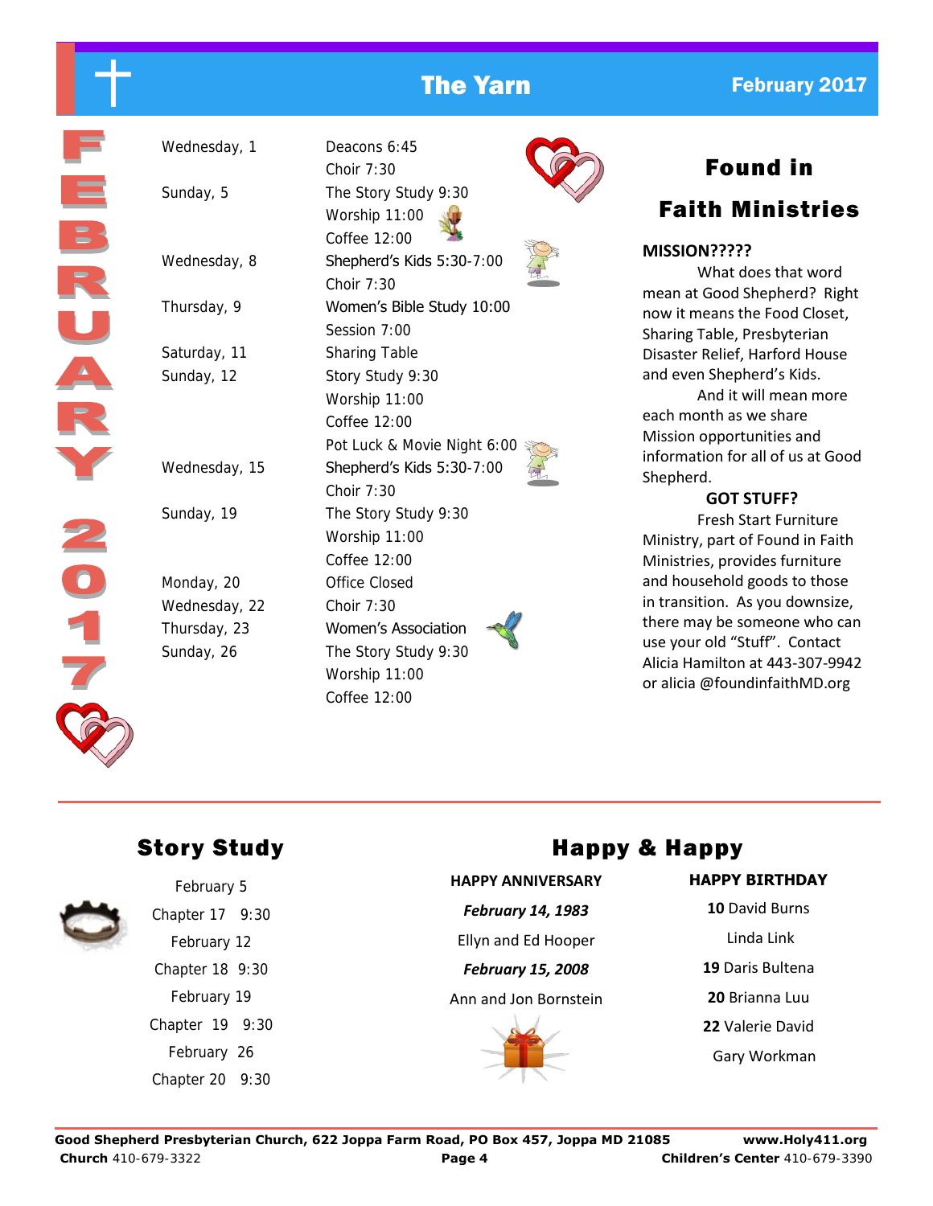# The Yarn

February 2017

## FEBRUARY 2017

| | |
|---|---|
| Wednesday, 1 | Deacons 6:45 |
| | Choir 7:30 |
| Sunday, 5 | The Story Study 9:30 |
| | Worship 11:00 |
| | Coffee 12:00 |
| Wednesday, 8 | Shepherd's Kids 5:30-7:00 |
| | Choir 7:30 |
| Thursday, 9 | Women's Bible Study 10:00 |
| | Session 7:00 |
| Saturday, 11 | Sharing Table |
| Sunday, 12 | Story Study 9:30 |
| | Worship 11:00 |
| | Coffee 12:00 |
| | Pot Luck & Movie Night 6:00 |
| Wednesday, 15 | Shepherd's Kids 5:30-7:00 |
| | Choir 7:30 |
| Sunday, 19 | The Story Study 9:30 |
| | Worship 11:00 |
| | Coffee 12:00 |
| Monday, 20 | Office Closed |
| Wednesday, 22 | Choir 7:30 |
| Thursday, 23 | Women's Association |
| Sunday, 26 | The Story Study 9:30 |
| | Worship 11:00 |
| | Coffee 12:00 |

## Found in Faith Ministries

**MISSION?????**

What does that word mean at Good Shepherd? Right now it means the Food Closet, Sharing Table, Presbyterian Disaster Relief, Harford House and even Shepherd's Kids.

And it will mean more each month as we share Mission opportunities and information for all of us at Good Shepherd.

**GOT STUFF?**

Fresh Start Furniture Ministry, part of Found in Faith Ministries, provides furniture and household goods to those in transition. As you downsize, there may be someone who can use your old "Stuff". Contact Alicia Hamilton at 443-307-9942 or alicia @foundinfaithMD.org

## Story Study

February 5
Chapter 17 9:30
February 12
Chapter 18 9:30
February 19
Chapter 19 9:30
February 26
Chapter 20 9:30

## Happy & Happy

**HAPPY ANNIVERSARY**

***February 14, 1983***
Ellyn and Ed Hooper

***February 15, 2008***
Ann and Jon Bornstein

**HAPPY BIRTHDAY**

**10** David Burns
Linda Link
**19** Daris Bultena
**20** Brianna Luu
**22** Valerie David
Gary Workman

**Good Shepherd Presbyterian Church, 622 Joppa Farm Road, PO Box 457, Joppa MD 21085** **www.Holy411.org**
**Church** 410-679-3322 **Children's Center** 410-679-3390